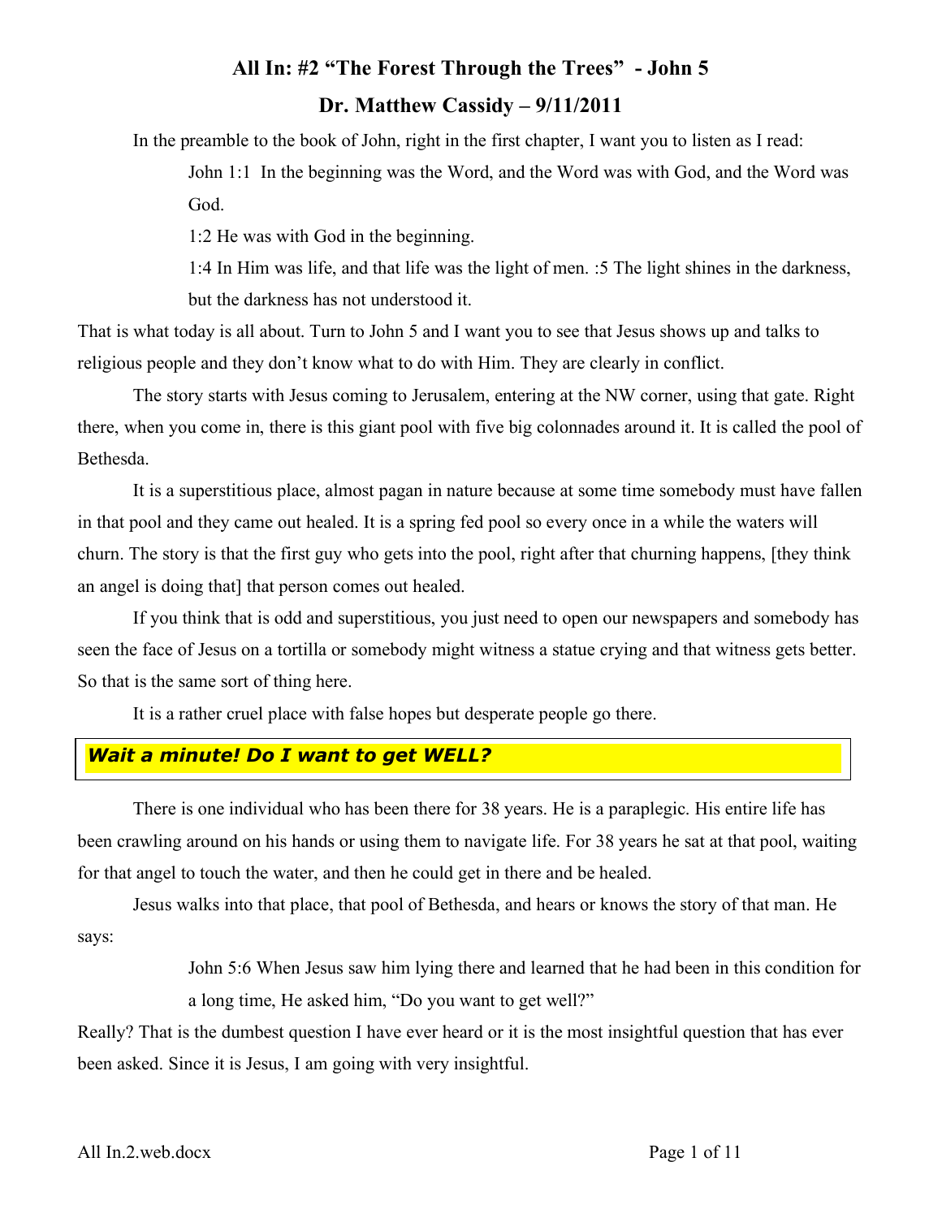# All In: #2 "The Forest Through the Trees" - John 5

## Dr. Matthew Cassidy – 9/11/2011

In the preamble to the book of John, right in the first chapter, I want you to listen as I read:

> John 1:1 In the beginning was the Word, and the Word was with God, and the Word was God.
>
> 1:2 He was with God in the beginning.
>
> 1:4 In Him was life, and that life was the light of men. :5 The light shines in the darkness, but the darkness has not understood it.

That is what today is all about. Turn to John 5 and I want you to see that Jesus shows up and talks to religious people and they don't know what to do with Him. They are clearly in conflict.

The story starts with Jesus coming to Jerusalem, entering at the NW corner, using that gate. Right there, when you come in, there is this giant pool with five big colonnades around it. It is called the pool of Bethesda.

It is a superstitious place, almost pagan in nature because at some time somebody must have fallen in that pool and they came out healed. It is a spring fed pool so every once in a while the waters will churn. The story is that the first guy who gets into the pool, right after that churning happens, [they think an angel is doing that] that person comes out healed.

If you think that is odd and superstitious, you just need to open our newspapers and somebody has seen the face of Jesus on a tortilla or somebody might witness a statue crying and that witness gets better. So that is the same sort of thing here.

It is a rather cruel place with false hopes but desperate people go there.

### ***Wait a minute! Do I want to get WELL?***

There is one individual who has been there for 38 years. He is a paraplegic. His entire life has been crawling around on his hands or using them to navigate life. For 38 years he sat at that pool, waiting for that angel to touch the water, and then he could get in there and be healed.

Jesus walks into that place, that pool of Bethesda, and hears or knows the story of that man. He says:

> John 5:6 When Jesus saw him lying there and learned that he had been in this condition for a long time, He asked him, "Do you want to get well?"

Really? That is the dumbest question I have ever heard or it is the most insightful question that has ever been asked. Since it is Jesus, I am going with very insightful.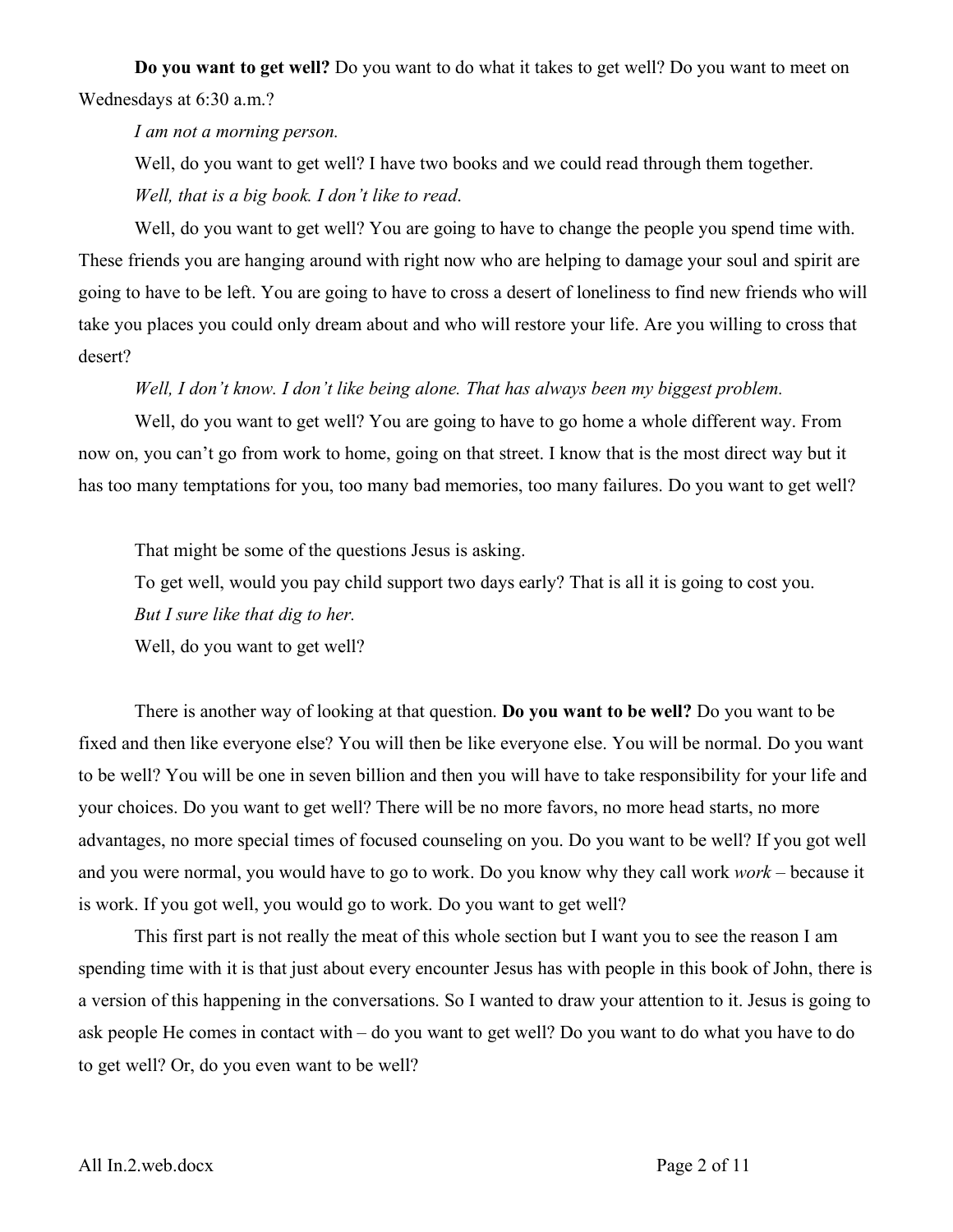**Do you want to get well?** Do you want to do what it takes to get well? Do you want to meet on Wednesdays at 6:30 a.m.?

*I am not a morning person.*

Well, do you want to get well? I have two books and we could read through them together.

*Well, that is a big book. I don't like to read.*

Well, do you want to get well? You are going to have to change the people you spend time with. These friends you are hanging around with right now who are helping to damage your soul and spirit are going to have to be left. You are going to have to cross a desert of loneliness to find new friends who will take you places you could only dream about and who will restore your life. Are you willing to cross that desert?

*Well, I don't know. I don't like being alone. That has always been my biggest problem.*

Well, do you want to get well? You are going to have to go home a whole different way. From now on, you can't go from work to home, going on that street. I know that is the most direct way but it has too many temptations for you, too many bad memories, too many failures. Do you want to get well?

That might be some of the questions Jesus is asking.

To get well, would you pay child support two days early? That is all it is going to cost you.

*But I sure like that dig to her.*

Well, do you want to get well?

There is another way of looking at that question. **Do you want to be well?** Do you want to be fixed and then like everyone else? You will then be like everyone else. You will be normal. Do you want to be well? You will be one in seven billion and then you will have to take responsibility for your life and your choices. Do you want to get well? There will be no more favors, no more head starts, no more advantages, no more special times of focused counseling on you. Do you want to be well? If you got well and you were normal, you would have to go to work. Do you know why they call work *work* – because it is work. If you got well, you would go to work. Do you want to get well?

This first part is not really the meat of this whole section but I want you to see the reason I am spending time with it is that just about every encounter Jesus has with people in this book of John, there is a version of this happening in the conversations. So I wanted to draw your attention to it. Jesus is going to ask people He comes in contact with – do you want to get well? Do you want to do what you have to do to get well? Or, do you even want to be well?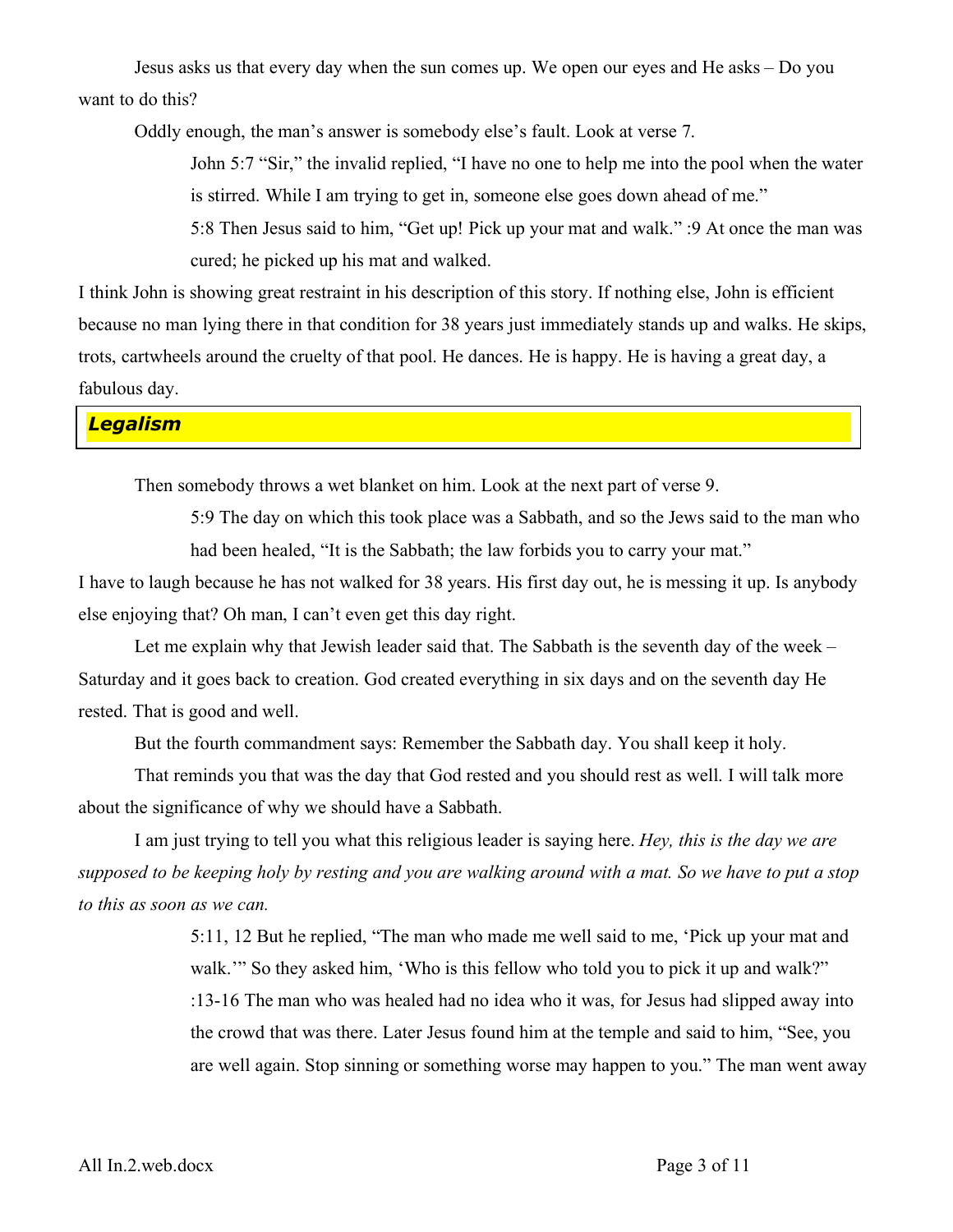Jesus asks us that every day when the sun comes up. We open our eyes and He asks – Do you want to do this?

Oddly enough, the man's answer is somebody else's fault. Look at verse 7.

> John 5:7 "Sir," the invalid replied, "I have no one to help me into the pool when the water is stirred. While I am trying to get in, someone else goes down ahead of me."
>
> 5:8 Then Jesus said to him, "Get up! Pick up your mat and walk." :9 At once the man was cured; he picked up his mat and walked.

I think John is showing great restraint in his description of this story. If nothing else, John is efficient because no man lying there in that condition for 38 years just immediately stands up and walks. He skips, trots, cartwheels around the cruelty of that pool. He dances. He is happy. He is having a great day, a fabulous day.

## ***Legalism***

Then somebody throws a wet blanket on him. Look at the next part of verse 9.

> 5:9 The day on which this took place was a Sabbath, and so the Jews said to the man who had been healed, "It is the Sabbath; the law forbids you to carry your mat."

I have to laugh because he has not walked for 38 years. His first day out, he is messing it up. Is anybody else enjoying that? Oh man, I can't even get this day right.

Let me explain why that Jewish leader said that. The Sabbath is the seventh day of the week – Saturday and it goes back to creation. God created everything in six days and on the seventh day He rested. That is good and well.

But the fourth commandment says: Remember the Sabbath day. You shall keep it holy.

That reminds you that was the day that God rested and you should rest as well. I will talk more about the significance of why we should have a Sabbath.

I am just trying to tell you what this religious leader is saying here. *Hey, this is the day we are supposed to be keeping holy by resting and you are walking around with a mat. So we have to put a stop to this as soon as we can.*

> 5:11, 12 But he replied, "The man who made me well said to me, 'Pick up your mat and walk.'" So they asked him, 'Who is this fellow who told you to pick it up and walk?"
>
> :13-16 The man who was healed had no idea who it was, for Jesus had slipped away into the crowd that was there. Later Jesus found him at the temple and said to him, "See, you are well again. Stop sinning or something worse may happen to you." The man went away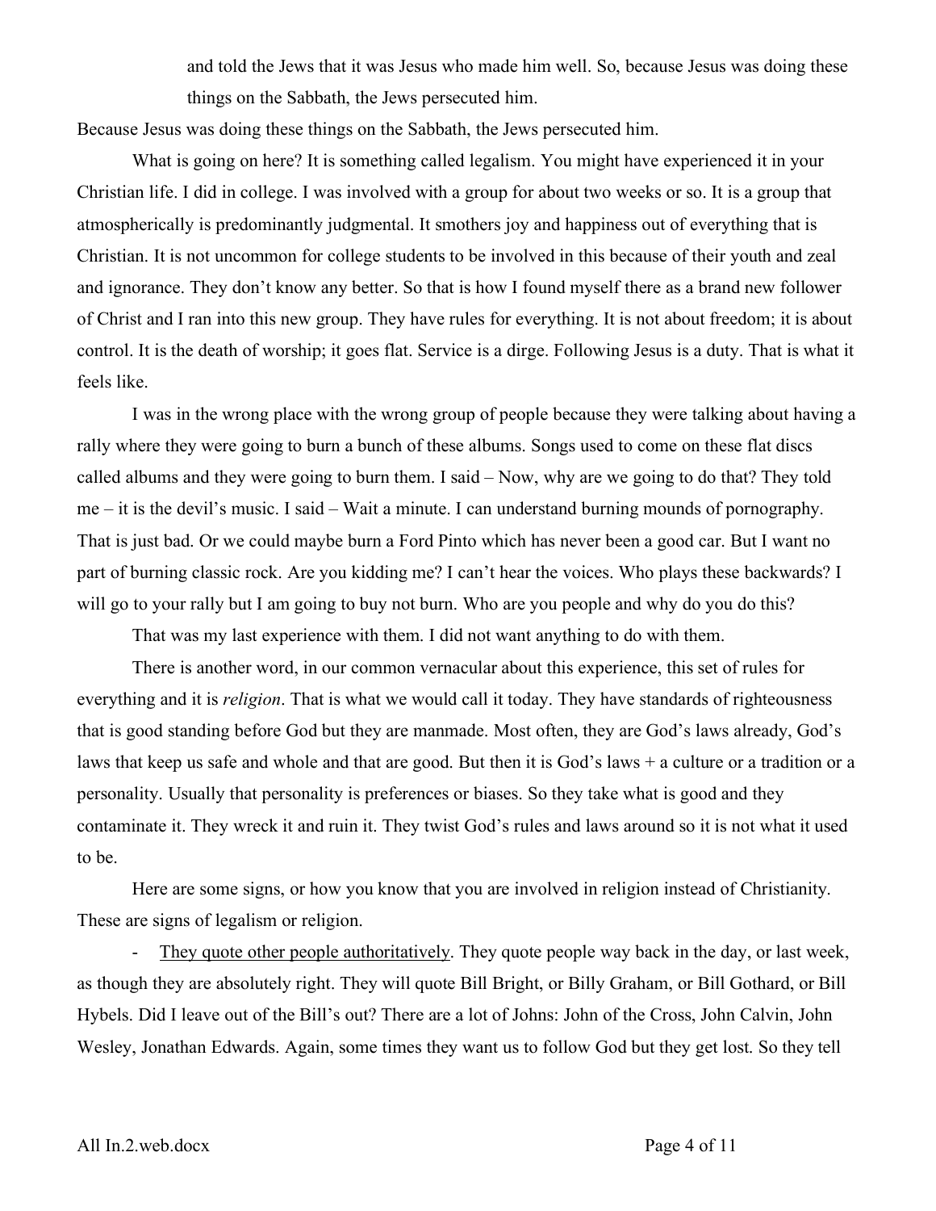> and told the Jews that it was Jesus who made him well. So, because Jesus was doing these things on the Sabbath, the Jews persecuted him.

Because Jesus was doing these things on the Sabbath, the Jews persecuted him.

What is going on here? It is something called legalism. You might have experienced it in your Christian life. I did in college. I was involved with a group for about two weeks or so. It is a group that atmospherically is predominantly judgmental. It smothers joy and happiness out of everything that is Christian. It is not uncommon for college students to be involved in this because of their youth and zeal and ignorance. They don't know any better. So that is how I found myself there as a brand new follower of Christ and I ran into this new group. They have rules for everything. It is not about freedom; it is about control. It is the death of worship; it goes flat. Service is a dirge. Following Jesus is a duty. That is what it feels like.

I was in the wrong place with the wrong group of people because they were talking about having a rally where they were going to burn a bunch of these albums. Songs used to come on these flat discs called albums and they were going to burn them. I said – Now, why are we going to do that? They told me – it is the devil's music. I said – Wait a minute. I can understand burning mounds of pornography. That is just bad. Or we could maybe burn a Ford Pinto which has never been a good car. But I want no part of burning classic rock. Are you kidding me? I can't hear the voices. Who plays these backwards? I will go to your rally but I am going to buy not burn. Who are you people and why do you do this?

That was my last experience with them. I did not want anything to do with them.

There is another word, in our common vernacular about this experience, this set of rules for everything and it is *religion*. That is what we would call it today. They have standards of righteousness that is good standing before God but they are manmade. Most often, they are God's laws already, God's laws that keep us safe and whole and that are good. But then it is God's laws + a culture or a tradition or a personality. Usually that personality is preferences or biases. So they take what is good and they contaminate it. They wreck it and ruin it. They twist God's rules and laws around so it is not what it used to be.

Here are some signs, or how you know that you are involved in religion instead of Christianity. These are signs of legalism or religion.

- <u>They quote other people authoritatively</u>. They quote people way back in the day, or last week, as though they are absolutely right. They will quote Bill Bright, or Billy Graham, or Bill Gothard, or Bill Hybels. Did I leave out of the Bill's out? There are a lot of Johns: John of the Cross, John Calvin, John Wesley, Jonathan Edwards. Again, some times they want us to follow God but they get lost. So they tell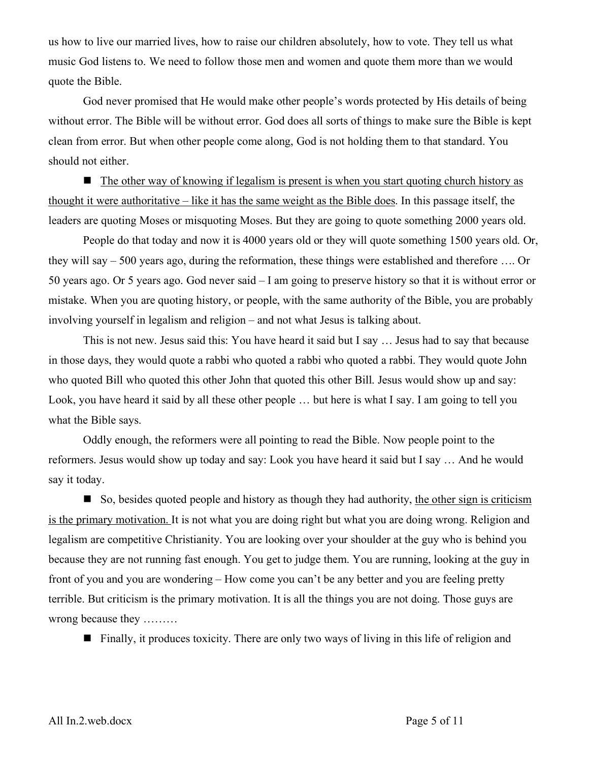us how to live our married lives, how to raise our children absolutely, how to vote. They tell us what music God listens to. We need to follow those men and women and quote them more than we would quote the Bible.

God never promised that He would make other people's words protected by His details of being without error. The Bible will be without error. God does all sorts of things to make sure the Bible is kept clean from error. But when other people come along, God is not holding them to that standard. You should not either.

■ <u>The other way of knowing if legalism is present is when you start quoting church history as thought it were authoritative – like it has the same weight as the Bible does</u>. In this passage itself, the leaders are quoting Moses or misquoting Moses. But they are going to quote something 2000 years old.

People do that today and now it is 4000 years old or they will quote something 1500 years old. Or, they will say – 500 years ago, during the reformation, these things were established and therefore …. Or 50 years ago. Or 5 years ago. God never said – I am going to preserve history so that it is without error or mistake. When you are quoting history, or people, with the same authority of the Bible, you are probably involving yourself in legalism and religion – and not what Jesus is talking about.

This is not new. Jesus said this: You have heard it said but I say … Jesus had to say that because in those days, they would quote a rabbi who quoted a rabbi who quoted a rabbi. They would quote John who quoted Bill who quoted this other John that quoted this other Bill. Jesus would show up and say: Look, you have heard it said by all these other people … but here is what I say. I am going to tell you what the Bible says.

Oddly enough, the reformers were all pointing to read the Bible. Now people point to the reformers. Jesus would show up today and say: Look you have heard it said but I say … And he would say it today.

■ So, besides quoted people and history as though they had authority, <u>the other sign is criticism is the primary motivation.</u> It is not what you are doing right but what you are doing wrong. Religion and legalism are competitive Christianity. You are looking over your shoulder at the guy who is behind you because they are not running fast enough. You get to judge them. You are running, looking at the guy in front of you and you are wondering – How come you can't be any better and you are feeling pretty terrible. But criticism is the primary motivation. It is all the things you are not doing. Those guys are wrong because they ………

■ Finally, it produces toxicity. There are only two ways of living in this life of religion and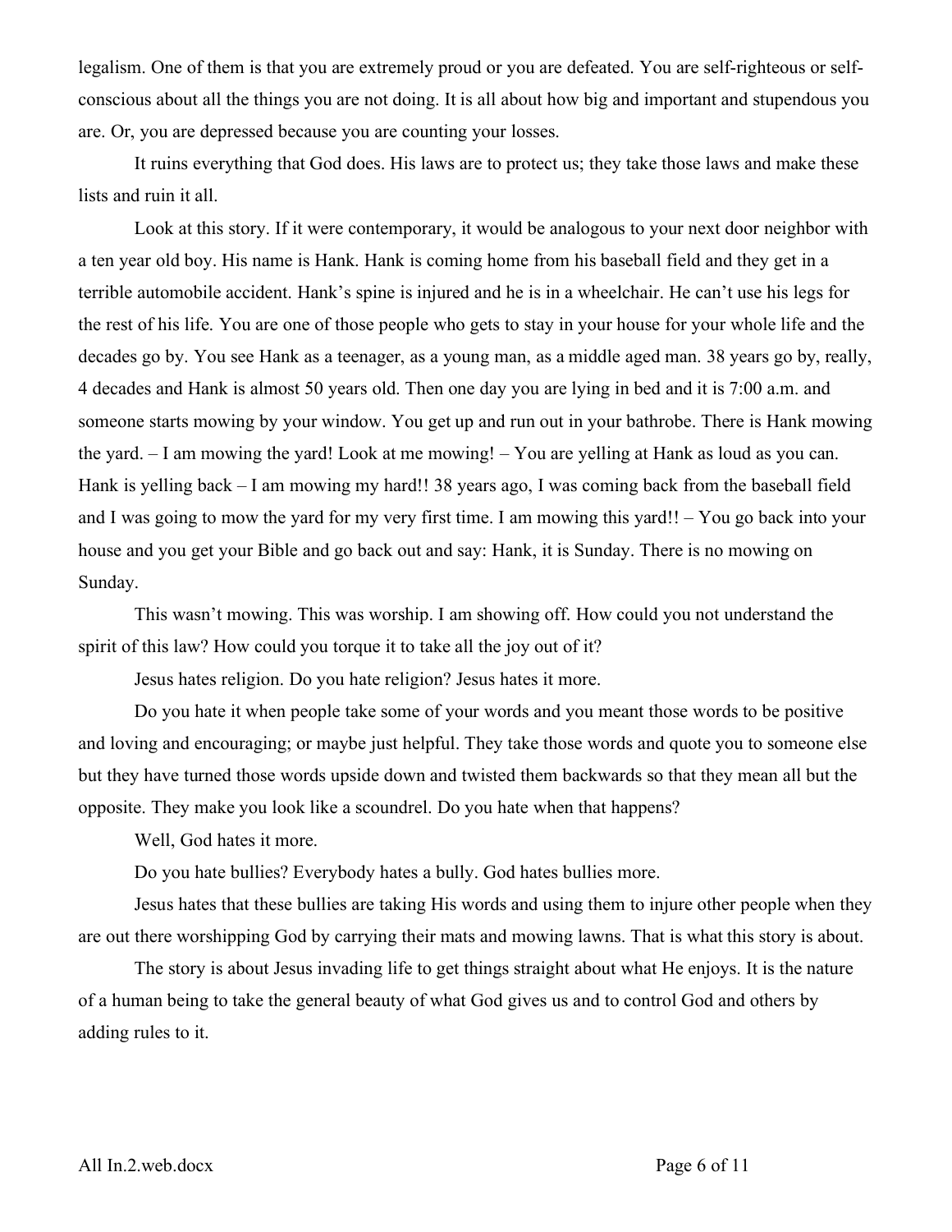legalism. One of them is that you are extremely proud or you are defeated. You are self-righteous or self-conscious about all the things you are not doing. It is all about how big and important and stupendous you are. Or, you are depressed because you are counting your losses.

It ruins everything that God does. His laws are to protect us; they take those laws and make these lists and ruin it all.

Look at this story. If it were contemporary, it would be analogous to your next door neighbor with a ten year old boy. His name is Hank. Hank is coming home from his baseball field and they get in a terrible automobile accident. Hank's spine is injured and he is in a wheelchair. He can't use his legs for the rest of his life. You are one of those people who gets to stay in your house for your whole life and the decades go by. You see Hank as a teenager, as a young man, as a middle aged man. 38 years go by, really, 4 decades and Hank is almost 50 years old. Then one day you are lying in bed and it is 7:00 a.m. and someone starts mowing by your window. You get up and run out in your bathrobe. There is Hank mowing the yard. – I am mowing the yard! Look at me mowing! – You are yelling at Hank as loud as you can. Hank is yelling back – I am mowing my hard!! 38 years ago, I was coming back from the baseball field and I was going to mow the yard for my very first time. I am mowing this yard!! – You go back into your house and you get your Bible and go back out and say: Hank, it is Sunday. There is no mowing on Sunday.

This wasn't mowing. This was worship. I am showing off. How could you not understand the spirit of this law? How could you torque it to take all the joy out of it?

Jesus hates religion. Do you hate religion? Jesus hates it more.

Do you hate it when people take some of your words and you meant those words to be positive and loving and encouraging; or maybe just helpful. They take those words and quote you to someone else but they have turned those words upside down and twisted them backwards so that they mean all but the opposite. They make you look like a scoundrel. Do you hate when that happens?

Well, God hates it more.

Do you hate bullies? Everybody hates a bully. God hates bullies more.

Jesus hates that these bullies are taking His words and using them to injure other people when they are out there worshipping God by carrying their mats and mowing lawns. That is what this story is about.

The story is about Jesus invading life to get things straight about what He enjoys. It is the nature of a human being to take the general beauty of what God gives us and to control God and others by adding rules to it.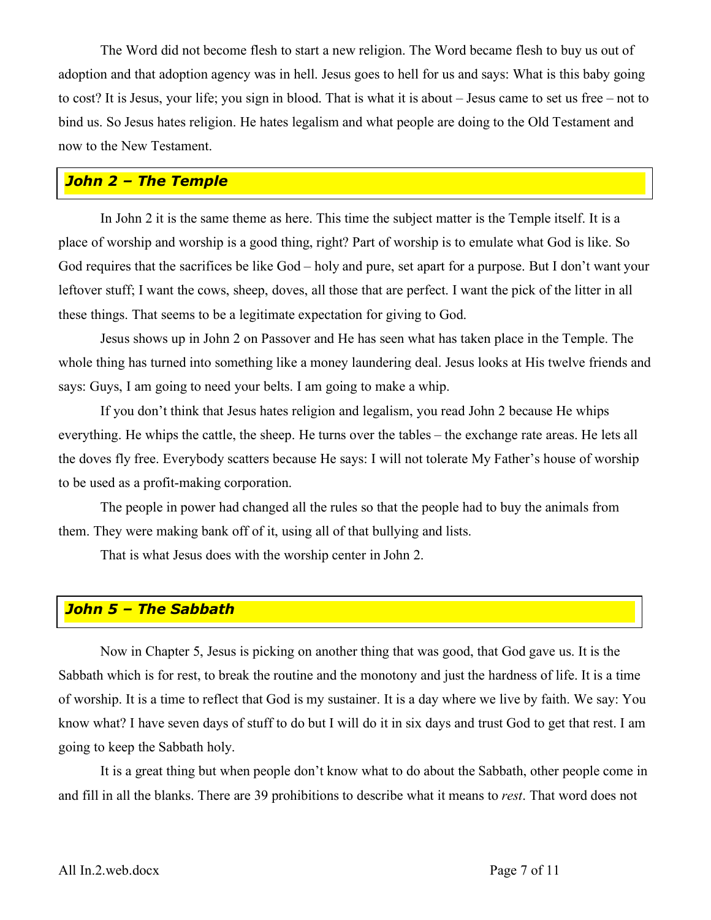The Word did not become flesh to start a new religion. The Word became flesh to buy us out of adoption and that adoption agency was in hell. Jesus goes to hell for us and says: What is this baby going to cost? It is Jesus, your life; you sign in blood. That is what it is about – Jesus came to set us free – not to bind us. So Jesus hates religion. He hates legalism and what people are doing to the Old Testament and now to the New Testament.

## *John 2 – The Temple*

In John 2 it is the same theme as here. This time the subject matter is the Temple itself. It is a place of worship and worship is a good thing, right? Part of worship is to emulate what God is like. So God requires that the sacrifices be like God – holy and pure, set apart for a purpose. But I don't want your leftover stuff; I want the cows, sheep, doves, all those that are perfect. I want the pick of the litter in all these things. That seems to be a legitimate expectation for giving to God.

Jesus shows up in John 2 on Passover and He has seen what has taken place in the Temple. The whole thing has turned into something like a money laundering deal. Jesus looks at His twelve friends and says: Guys, I am going to need your belts. I am going to make a whip.

If you don't think that Jesus hates religion and legalism, you read John 2 because He whips everything. He whips the cattle, the sheep. He turns over the tables – the exchange rate areas. He lets all the doves fly free. Everybody scatters because He says: I will not tolerate My Father's house of worship to be used as a profit-making corporation.

The people in power had changed all the rules so that the people had to buy the animals from them. They were making bank off of it, using all of that bullying and lists.

That is what Jesus does with the worship center in John 2.

## *John 5 – The Sabbath*

Now in Chapter 5, Jesus is picking on another thing that was good, that God gave us. It is the Sabbath which is for rest, to break the routine and the monotony and just the hardness of life. It is a time of worship. It is a time to reflect that God is my sustainer. It is a day where we live by faith. We say: You know what? I have seven days of stuff to do but I will do it in six days and trust God to get that rest. I am going to keep the Sabbath holy.

It is a great thing but when people don't know what to do about the Sabbath, other people come in and fill in all the blanks. There are 39 prohibitions to describe what it means to *rest*. That word does not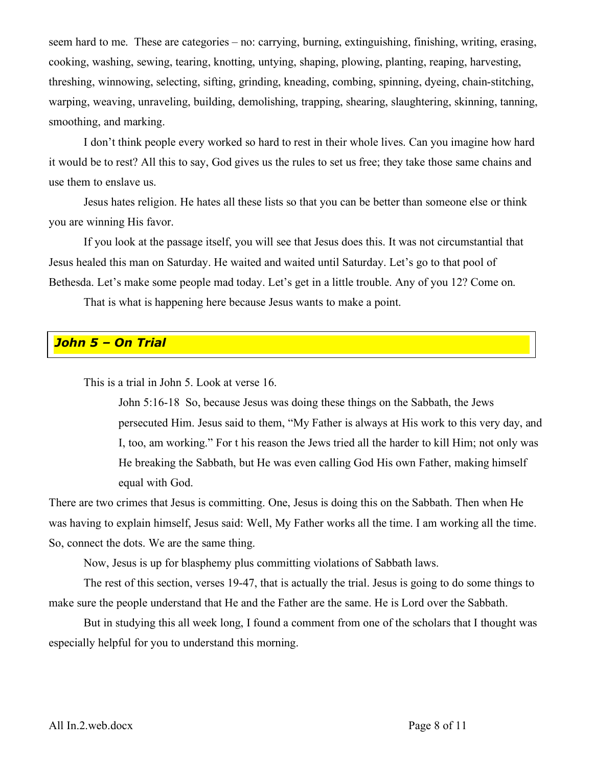seem hard to me. These are categories – no: carrying, burning, extinguishing, finishing, writing, erasing, cooking, washing, sewing, tearing, knotting, untying, shaping, plowing, planting, reaping, harvesting, threshing, winnowing, selecting, sifting, grinding, kneading, combing, spinning, dyeing, chain-stitching, warping, weaving, unraveling, building, demolishing, trapping, shearing, slaughtering, skinning, tanning, smoothing, and marking.

I don't think people every worked so hard to rest in their whole lives. Can you imagine how hard it would be to rest? All this to say, God gives us the rules to set us free; they take those same chains and use them to enslave us.

Jesus hates religion. He hates all these lists so that you can be better than someone else or think you are winning His favor.

If you look at the passage itself, you will see that Jesus does this. It was not circumstantial that Jesus healed this man on Saturday. He waited and waited until Saturday. Let's go to that pool of Bethesda. Let's make some people mad today. Let's get in a little trouble. Any of you 12? Come on.

That is what is happening here because Jesus wants to make a point.

## *John 5 – On Trial*

This is a trial in John 5. Look at verse 16.

> John 5:16-18 So, because Jesus was doing these things on the Sabbath, the Jews persecuted Him. Jesus said to them, "My Father is always at His work to this very day, and I, too, am working." For t his reason the Jews tried all the harder to kill Him; not only was He breaking the Sabbath, but He was even calling God His own Father, making himself equal with God.

There are two crimes that Jesus is committing. One, Jesus is doing this on the Sabbath. Then when He was having to explain himself, Jesus said: Well, My Father works all the time. I am working all the time. So, connect the dots. We are the same thing.

Now, Jesus is up for blasphemy plus committing violations of Sabbath laws.

The rest of this section, verses 19-47, that is actually the trial. Jesus is going to do some things to make sure the people understand that He and the Father are the same. He is Lord over the Sabbath.

But in studying this all week long, I found a comment from one of the scholars that I thought was especially helpful for you to understand this morning.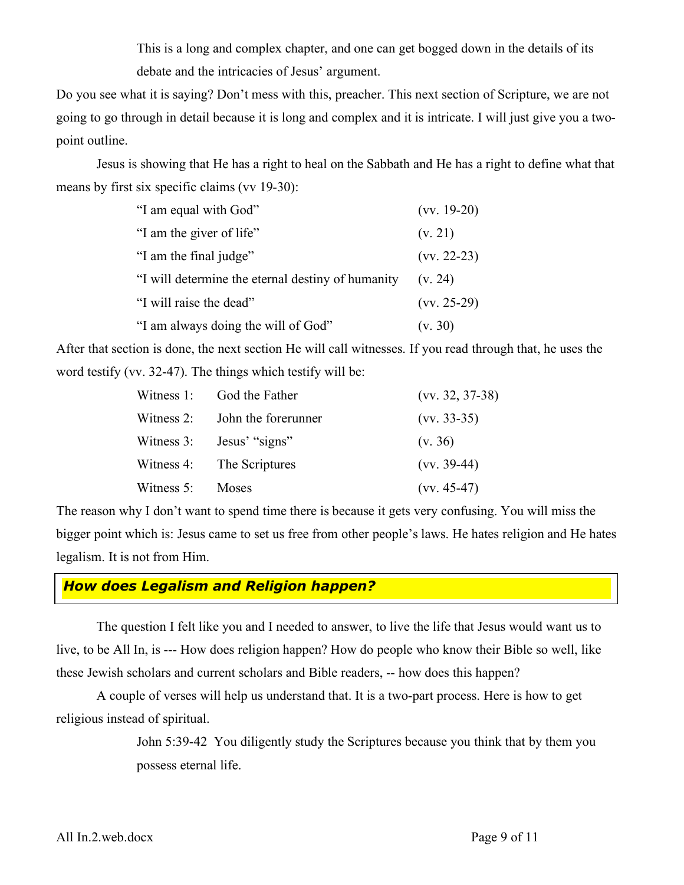> This is a long and complex chapter, and one can get bogged down in the details of its debate and the intricacies of Jesus' argument.

Do you see what it is saying? Don't mess with this, preacher. This next section of Scripture, we are not going to go through in detail because it is long and complex and it is intricate. I will just give you a two-point outline.

Jesus is showing that He has a right to heal on the Sabbath and He has a right to define what that means by first six specific claims (vv 19-30):

| | |
|---|---|
| "I am equal with God" | (vv. 19-20) |
| "I am the giver of life" | (v. 21) |
| "I am the final judge" | (vv. 22-23) |
| "I will determine the eternal destiny of humanity | (v. 24) |
| "I will raise the dead" | (vv. 25-29) |
| "I am always doing the will of God" | (v. 30) |

After that section is done, the next section He will call witnesses. If you read through that, he uses the word testify (vv. 32-47). The things which testify will be:

| | | |
|---|---|---|
| Witness 1: | God the Father | (vv. 32, 37-38) |
| Witness 2: | John the forerunner | (vv. 33-35) |
| Witness 3: | Jesus' "signs" | (v. 36) |
| Witness 4: | The Scriptures | (vv. 39-44) |
| Witness 5: | Moses | (vv. 45-47) |

The reason why I don't want to spend time there is because it gets very confusing. You will miss the bigger point which is: Jesus came to set us free from other people's laws. He hates religion and He hates legalism. It is not from Him.

## ***How does Legalism and Religion happen?***

The question I felt like you and I needed to answer, to live the life that Jesus would want us to live, to be All In, is --- How does religion happen? How do people who know their Bible so well, like these Jewish scholars and current scholars and Bible readers, -- how does this happen?

A couple of verses will help us understand that. It is a two-part process. Here is how to get religious instead of spiritual.

> John 5:39-42 You diligently study the Scriptures because you think that by them you possess eternal life.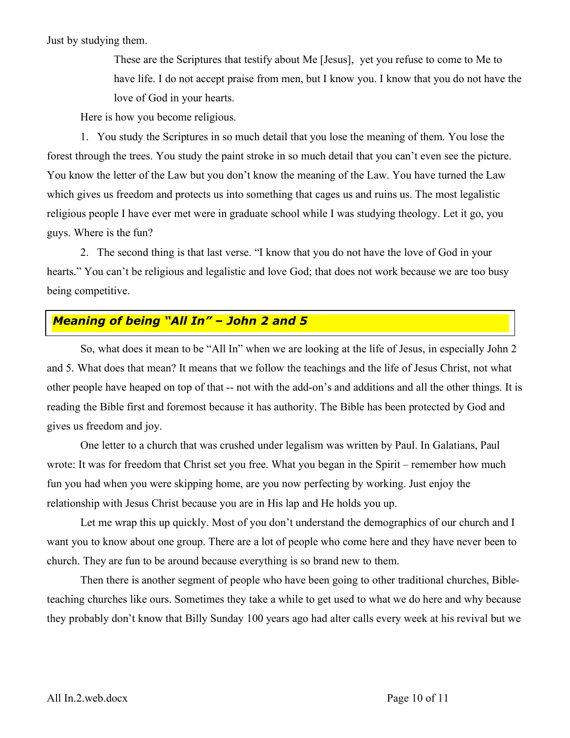Just by studying them.

> These are the Scriptures that testify about Me [Jesus], yet you refuse to come to Me to have life. I do not accept praise from men, but I know you. I know that you do not have the love of God in your hearts.

Here is how you become religious.

1. You study the Scriptures in so much detail that you lose the meaning of them. You lose the forest through the trees. You study the paint stroke in so much detail that you can't even see the picture. You know the letter of the Law but you don't know the meaning of the Law. You have turned the Law which gives us freedom and protects us into something that cages us and ruins us. The most legalistic religious people I have ever met were in graduate school while I was studying theology. Let it go, you guys. Where is the fun?

2. The second thing is that last verse. "I know that you do not have the love of God in your hearts." You can't be religious and legalistic and love God; that does not work because we are too busy being competitive.

## ***Meaning of being "All In" – John 2 and 5***

So, what does it mean to be "All In" when we are looking at the life of Jesus, in especially John 2 and 5. What does that mean? It means that we follow the teachings and the life of Jesus Christ, not what other people have heaped on top of that -- not with the add-on's and additions and all the other things. It is reading the Bible first and foremost because it has authority. The Bible has been protected by God and gives us freedom and joy.

One letter to a church that was crushed under legalism was written by Paul. In Galatians, Paul wrote: It was for freedom that Christ set you free. What you began in the Spirit – remember how much fun you had when you were skipping home, are you now perfecting by working. Just enjoy the relationship with Jesus Christ because you are in His lap and He holds you up.

Let me wrap this up quickly. Most of you don't understand the demographics of our church and I want you to know about one group. There are a lot of people who come here and they have never been to church. They are fun to be around because everything is so brand new to them.

Then there is another segment of people who have been going to other traditional churches, Bible-teaching churches like ours. Sometimes they take a while to get used to what we do here and why because they probably don't know that Billy Sunday 100 years ago had alter calls every week at his revival but we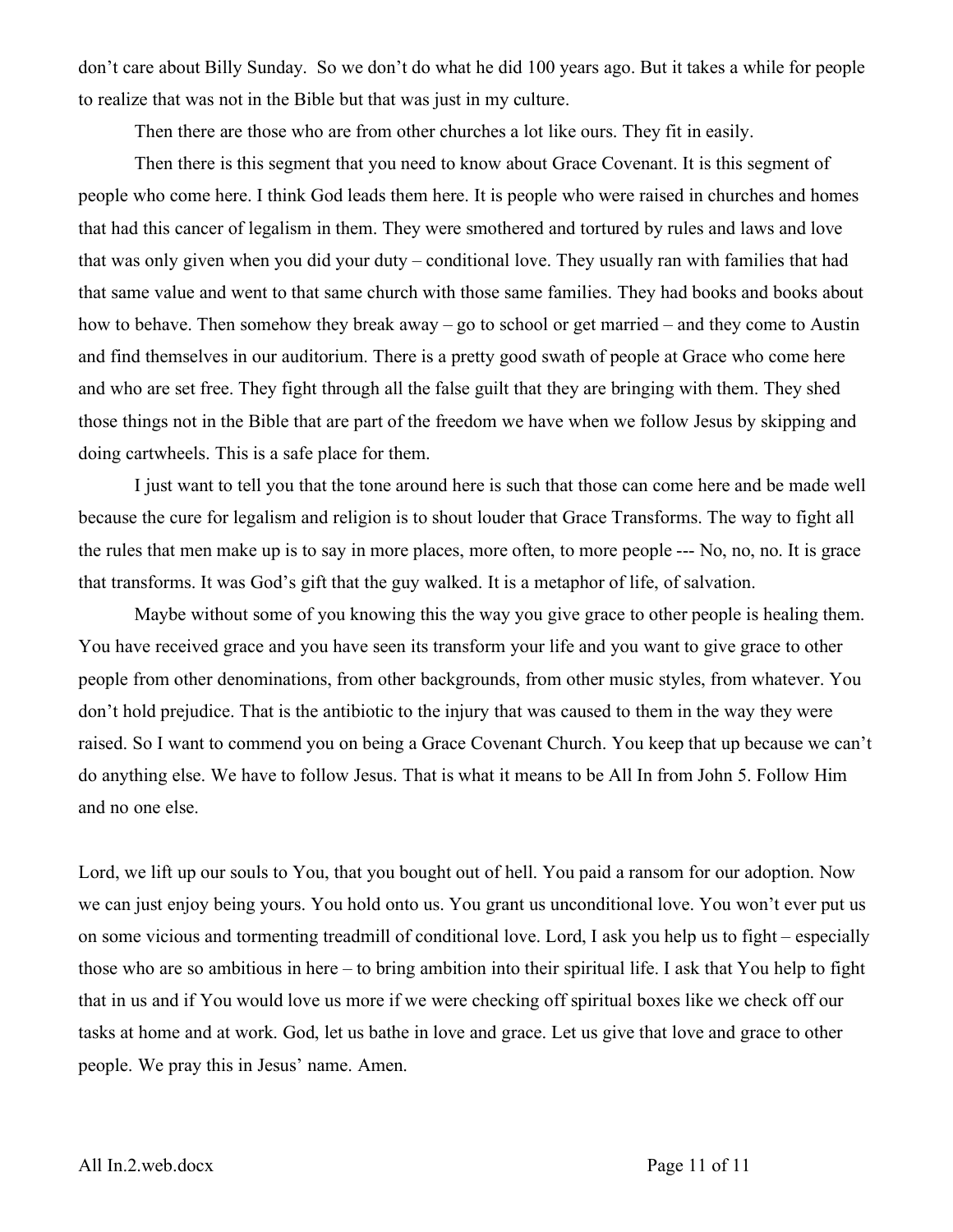don't care about Billy Sunday. So we don't do what he did 100 years ago. But it takes a while for people to realize that was not in the Bible but that was just in my culture.

Then there are those who are from other churches a lot like ours. They fit in easily.

Then there is this segment that you need to know about Grace Covenant. It is this segment of people who come here. I think God leads them here. It is people who were raised in churches and homes that had this cancer of legalism in them. They were smothered and tortured by rules and laws and love that was only given when you did your duty – conditional love. They usually ran with families that had that same value and went to that same church with those same families. They had books and books about how to behave. Then somehow they break away – go to school or get married – and they come to Austin and find themselves in our auditorium. There is a pretty good swath of people at Grace who come here and who are set free. They fight through all the false guilt that they are bringing with them. They shed those things not in the Bible that are part of the freedom we have when we follow Jesus by skipping and doing cartwheels. This is a safe place for them.

I just want to tell you that the tone around here is such that those can come here and be made well because the cure for legalism and religion is to shout louder that Grace Transforms. The way to fight all the rules that men make up is to say in more places, more often, to more people --- No, no, no. It is grace that transforms. It was God's gift that the guy walked. It is a metaphor of life, of salvation.

Maybe without some of you knowing this the way you give grace to other people is healing them. You have received grace and you have seen its transform your life and you want to give grace to other people from other denominations, from other backgrounds, from other music styles, from whatever. You don't hold prejudice. That is the antibiotic to the injury that was caused to them in the way they were raised. So I want to commend you on being a Grace Covenant Church. You keep that up because we can't do anything else. We have to follow Jesus. That is what it means to be All In from John 5. Follow Him and no one else.

Lord, we lift up our souls to You, that you bought out of hell. You paid a ransom for our adoption. Now we can just enjoy being yours. You hold onto us. You grant us unconditional love. You won't ever put us on some vicious and tormenting treadmill of conditional love. Lord, I ask you help us to fight – especially those who are so ambitious in here – to bring ambition into their spiritual life. I ask that You help to fight that in us and if You would love us more if we were checking off spiritual boxes like we check off our tasks at home and at work. God, let us bathe in love and grace. Let us give that love and grace to other people. We pray this in Jesus' name. Amen.